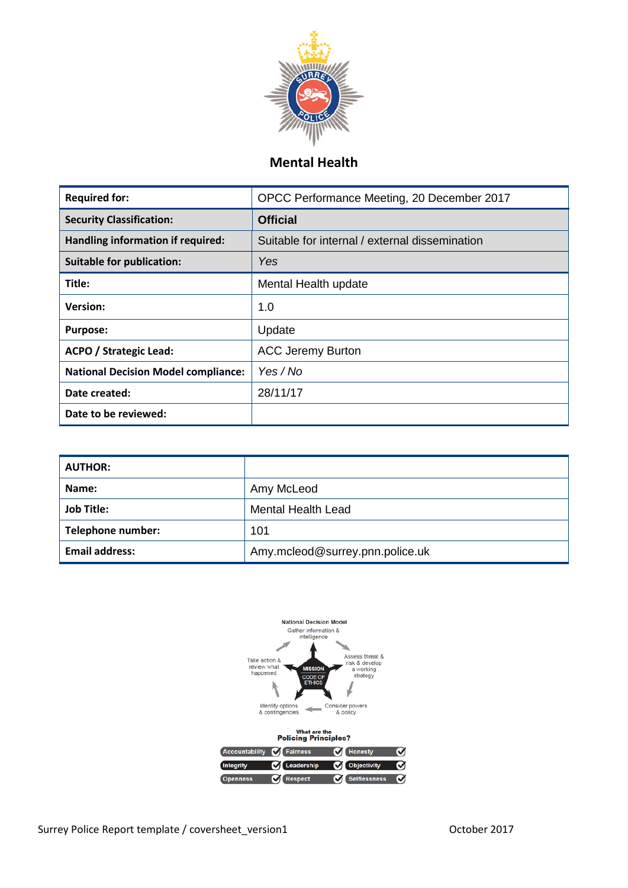# Mental Health

| | |
|---|---|
| **Required for:** | OPCC Performance Meeting, 20 December 2017 |
| **Security Classification:** | **Official** |
| **Handling information if required:** | Suitable for internal / external dissemination |
| **Suitable for publication:** | *Yes* |
| **Title:** | Mental Health update |
| **Version:** | 1.0 |
| **Purpose:** | Update |
| **ACPO / Strategic Lead:** | ACC Jeremy Burton |
| **National Decision Model compliance:** | *Yes / No* |
| **Date created:** | 28/11/17 |
| **Date to be reviewed:** | |

| | |
|---|---|
| **AUTHOR:** | |
| **Name:** | Amy McLeod |
| **Job Title:** | Mental Health Lead |
| **Telephone number:** | 101 |
| **Email address:** | Amy.mcleod@surrey.pnn.police.uk |

National Decision Model

Gather information & intelligence

Assess threat & risk & develop a working strategy

Consider powers & policy

Identify options & contingencies

Take action & review what happened

MISSION

CODE OF ETHICS

What are the Policing Principles?

Accountability

Fairness

Honesty

Integrity

Leadership

Objectivity

Openness

Respect

Selflessness

Surrey Police Report template / coversheet_version1 October 2017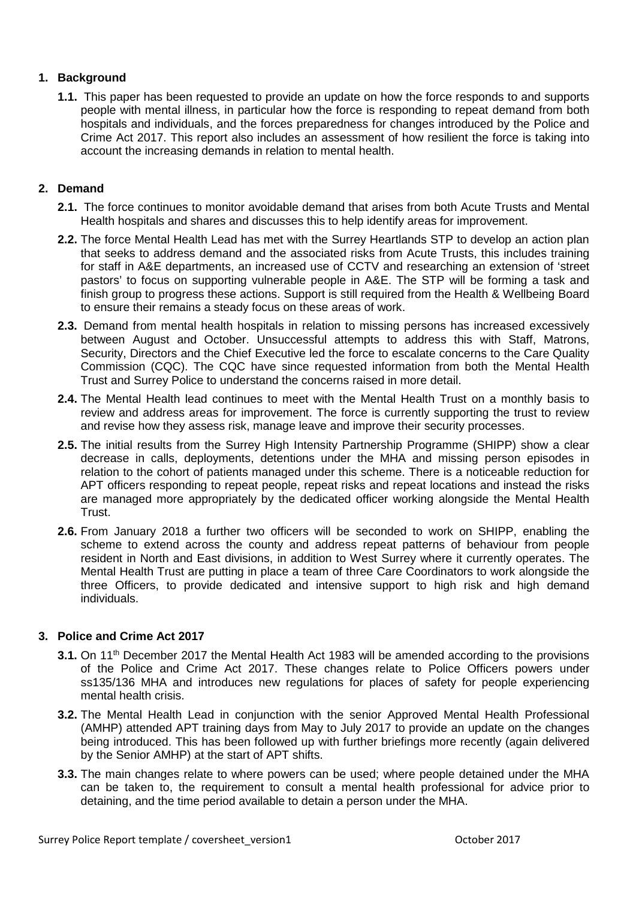## 1. Background

**1.1.** This paper has been requested to provide an update on how the force responds to and supports people with mental illness, in particular how the force is responding to repeat demand from both hospitals and individuals, and the forces preparedness for changes introduced by the Police and Crime Act 2017. This report also includes an assessment of how resilient the force is taking into account the increasing demands in relation to mental health.

## 2. Demand

**2.1.** The force continues to monitor avoidable demand that arises from both Acute Trusts and Mental Health hospitals and shares and discusses this to help identify areas for improvement.

**2.2.** The force Mental Health Lead has met with the Surrey Heartlands STP to develop an action plan that seeks to address demand and the associated risks from Acute Trusts, this includes training for staff in A&E departments, an increased use of CCTV and researching an extension of 'street pastors' to focus on supporting vulnerable people in A&E. The STP will be forming a task and finish group to progress these actions. Support is still required from the Health & Wellbeing Board to ensure their remains a steady focus on these areas of work.

**2.3.** Demand from mental health hospitals in relation to missing persons has increased excessively between August and October. Unsuccessful attempts to address this with Staff, Matrons, Security, Directors and the Chief Executive led the force to escalate concerns to the Care Quality Commission (CQC). The CQC have since requested information from both the Mental Health Trust and Surrey Police to understand the concerns raised in more detail.

**2.4.** The Mental Health lead continues to meet with the Mental Health Trust on a monthly basis to review and address areas for improvement. The force is currently supporting the trust to review and revise how they assess risk, manage leave and improve their security processes.

**2.5.** The initial results from the Surrey High Intensity Partnership Programme (SHIPP) show a clear decrease in calls, deployments, detentions under the MHA and missing person episodes in relation to the cohort of patients managed under this scheme. There is a noticeable reduction for APT officers responding to repeat people, repeat risks and repeat locations and instead the risks are managed more appropriately by the dedicated officer working alongside the Mental Health Trust.

**2.6.** From January 2018 a further two officers will be seconded to work on SHIPP, enabling the scheme to extend across the county and address repeat patterns of behaviour from people resident in North and East divisions, in addition to West Surrey where it currently operates. The Mental Health Trust are putting in place a team of three Care Coordinators to work alongside the three Officers, to provide dedicated and intensive support to high risk and high demand individuals.

## 3. Police and Crime Act 2017

**3.1.** On 11th December 2017 the Mental Health Act 1983 will be amended according to the provisions of the Police and Crime Act 2017. These changes relate to Police Officers powers under ss135/136 MHA and introduces new regulations for places of safety for people experiencing mental health crisis.

**3.2.** The Mental Health Lead in conjunction with the senior Approved Mental Health Professional (AMHP) attended APT training days from May to July 2017 to provide an update on the changes being introduced. This has been followed up with further briefings more recently (again delivered by the Senior AMHP) at the start of APT shifts.

**3.3.** The main changes relate to where powers can be used; where people detained under the MHA can be taken to, the requirement to consult a mental health professional for advice prior to detaining, and the time period available to detain a person under the MHA.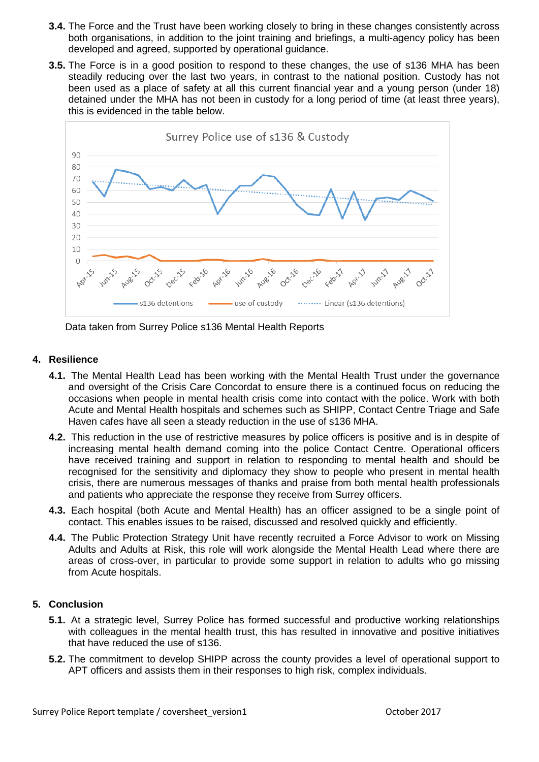**3.4.** The Force and the Trust have been working closely to bring in these changes consistently across both organisations, in addition to the joint training and briefings, a multi-agency policy has been developed and agreed, supported by operational guidance.

**3.5.** The Force is in a good position to respond to these changes, the use of s136 MHA has been steadily reducing over the last two years, in contrast to the national position. Custody has not been used as a place of safety at all this current financial year and a young person (under 18) detained under the MHA has not been in custody for a long period of time (at least three years), this is evidenced in the table below.

Data taken from Surrey Police s136 Mental Health Reports

## 4. Resilience

**4.1.** The Mental Health Lead has been working with the Mental Health Trust under the governance and oversight of the Crisis Care Concordat to ensure there is a continued focus on reducing the occasions when people in mental health crisis come into contact with the police. Work with both Acute and Mental Health hospitals and schemes such as SHIPP, Contact Centre Triage and Safe Haven cafes have all seen a steady reduction in the use of s136 MHA.

**4.2.** This reduction in the use of restrictive measures by police officers is positive and is in despite of increasing mental health demand coming into the police Contact Centre. Operational officers have received training and support in relation to responding to mental health and should be recognised for the sensitivity and diplomacy they show to people who present in mental health crisis, there are numerous messages of thanks and praise from both mental health professionals and patients who appreciate the response they receive from Surrey officers.

**4.3.** Each hospital (both Acute and Mental Health) has an officer assigned to be a single point of contact. This enables issues to be raised, discussed and resolved quickly and efficiently.

**4.4.** The Public Protection Strategy Unit have recently recruited a Force Advisor to work on Missing Adults and Adults at Risk, this role will work alongside the Mental Health Lead where there are areas of cross-over, in particular to provide some support in relation to adults who go missing from Acute hospitals.

## 5. Conclusion

**5.1.** At a strategic level, Surrey Police has formed successful and productive working relationships with colleagues in the mental health trust, this has resulted in innovative and positive initiatives that have reduced the use of s136.

**5.2.** The commitment to develop SHIPP across the county provides a level of operational support to APT officers and assists them in their responses to high risk, complex individuals.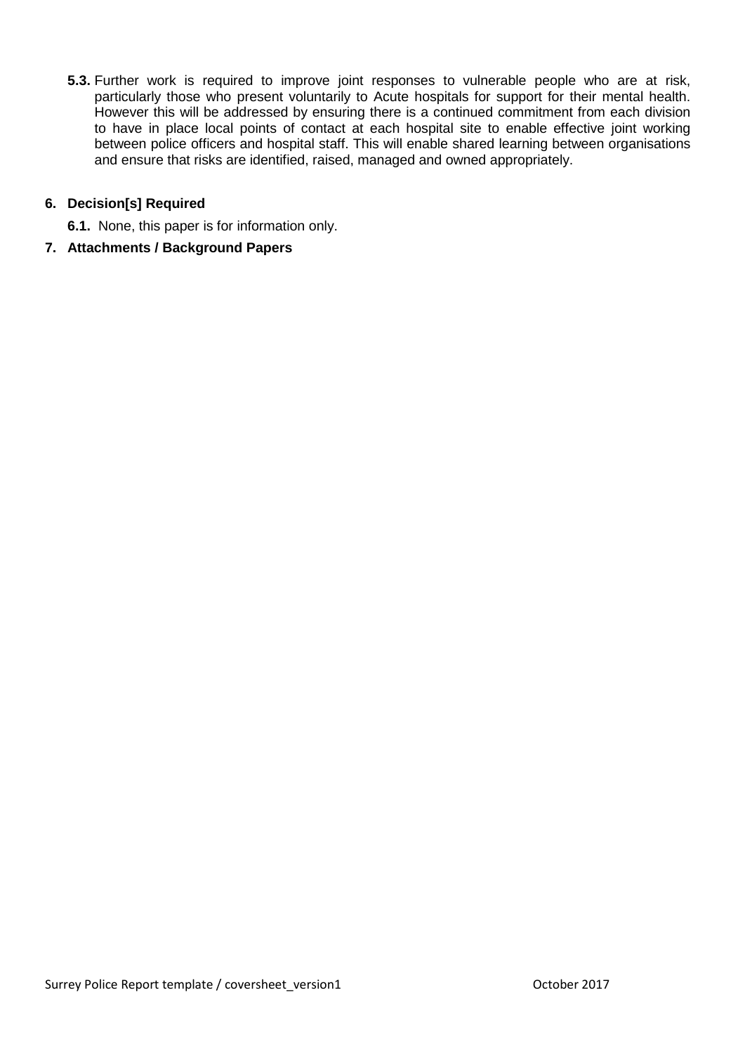**5.3.** Further work is required to improve joint responses to vulnerable people who are at risk, particularly those who present voluntarily to Acute hospitals for support for their mental health. However this will be addressed by ensuring there is a continued commitment from each division to have in place local points of contact at each hospital site to enable effective joint working between police officers and hospital staff. This will enable shared learning between organisations and ensure that risks are identified, raised, managed and owned appropriately.

## 6. Decision[s] Required

**6.1.** None, this paper is for information only.

## 7. Attachments / Background Papers